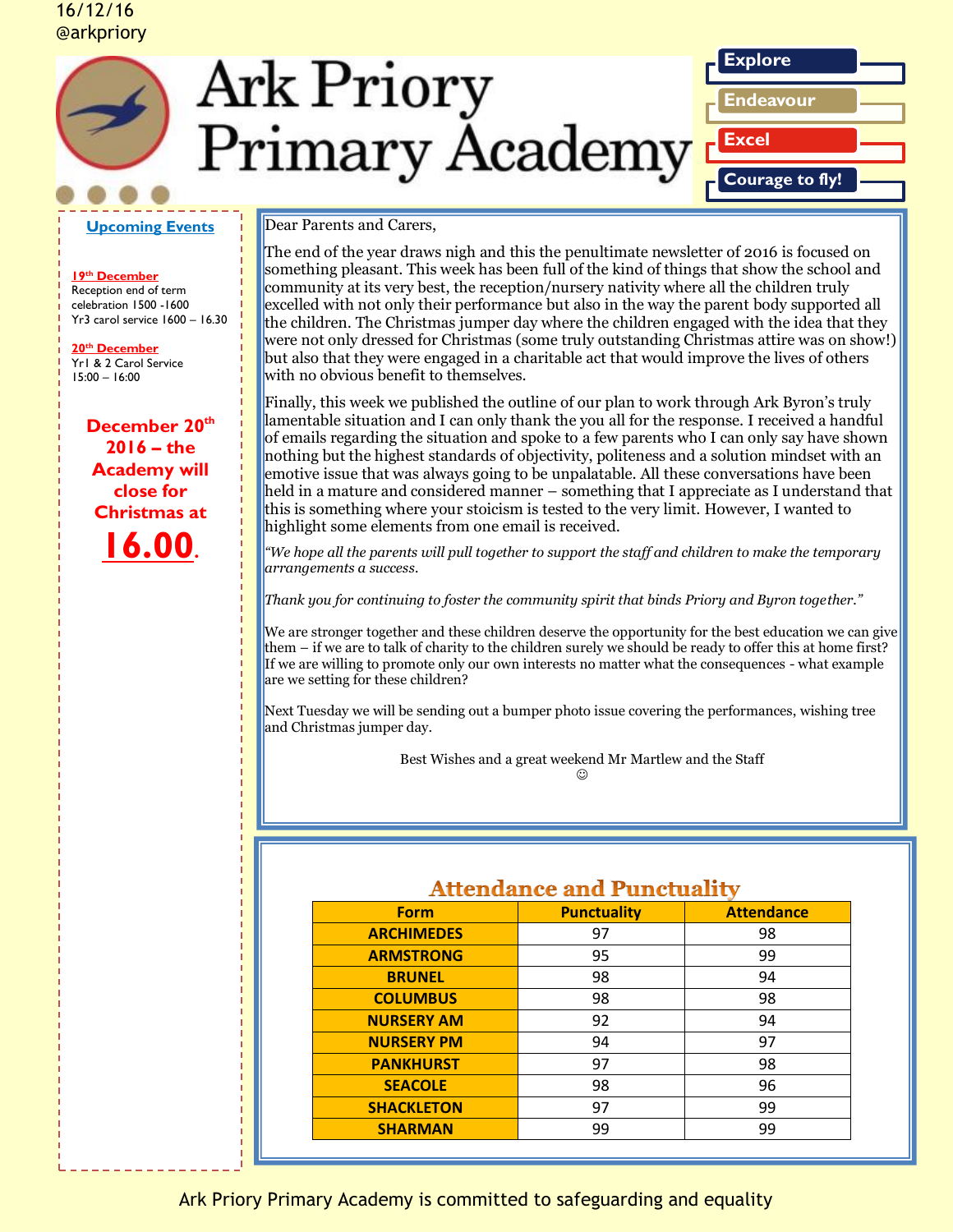16/12/16
@arkpriory

# Ark Priory Primary Academy

**Explore**
**Endeavour**
**Excel**
**Courage to fly!**

## Upcoming Events

**19th December**
Reception end of term celebration 1500 -1600
Yr3 carol service 1600 – 16.30

**20th December**
Yr1 & 2 Carol Service 15:00 – 16:00

**December 20th 2016 – the Academy will close for Christmas at 16.00.**

Dear Parents and Carers,

The end of the year draws nigh and this the penultimate newsletter of 2016 is focused on something pleasant. This week has been full of the kind of things that show the school and community at its very best, the reception/nursery nativity where all the children truly excelled with not only their performance but also in the way the parent body supported all the children. The Christmas jumper day where the children engaged with the idea that they were not only dressed for Christmas (some truly outstanding Christmas attire was on show!) but also that they were engaged in a charitable act that would improve the lives of others with no obvious benefit to themselves.

Finally, this week we published the outline of our plan to work through Ark Byron's truly lamentable situation and I can only thank the you all for the response. I received a handful of emails regarding the situation and spoke to a few parents who I can only say have shown nothing but the highest standards of objectivity, politeness and a solution mindset with an emotive issue that was always going to be unpalatable. All these conversations have been held in a mature and considered manner – something that I appreciate as I understand that this is something where your stoicism is tested to the very limit. However, I wanted to highlight some elements from one email is received.

*"We hope all the parents will pull together to support the staff and children to make the temporary arrangements a success.*

*Thank you for continuing to foster the community spirit that binds Priory and Byron together."*

We are stronger together and these children deserve the opportunity for the best education we can give them – if we are to talk of charity to the children surely we should be ready to offer this at home first? If we are willing to promote only our own interests no matter what the consequences - what example are we setting for these children?

Next Tuesday we will be sending out a bumper photo issue covering the performances, wishing tree and Christmas jumper day.

Best Wishes and a great weekend Mr Martlew and the Staff
☺

## Attendance and Punctuality

| Form | Punctuality | Attendance |
|---|---|---|
| ARCHIMEDES | 97 | 98 |
| ARMSTRONG | 95 | 99 |
| BRUNEL | 98 | 94 |
| COLUMBUS | 98 | 98 |
| NURSERY AM | 92 | 94 |
| NURSERY PM | 94 | 97 |
| PANKHURST | 97 | 98 |
| SEACOLE | 98 | 96 |
| SHACKLETON | 97 | 99 |
| SHARMAN | 99 | 99 |

Ark Priory Primary Academy is committed to safeguarding and equality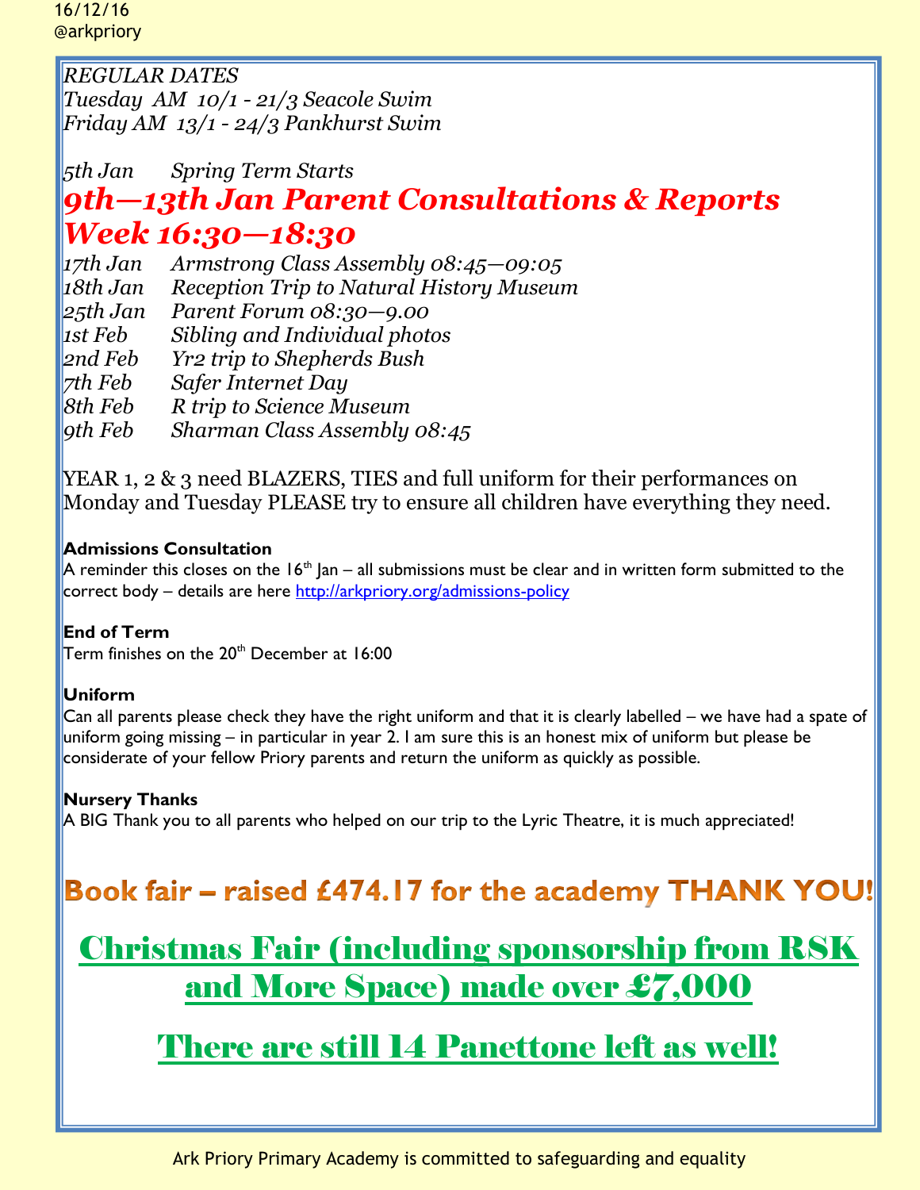16/12/16
@arkpriory

*REGULAR DATES*
*Tuesday AM 10/1 - 21/3 Seacole Swim*
*Friday AM 13/1 - 24/3 Pankhurst Swim*

*5th Jan Spring Term Starts*

## *9th—13th Jan Parent Consultations & Reports Week 16:30—18:30*

*17th Jan Armstrong Class Assembly 08:45—09:05*
*18th Jan Reception Trip to Natural History Museum*
*25th Jan Parent Forum 08:30—9.00*
*1st Feb Sibling and Individual photos*
*2nd Feb Yr2 trip to Shepherds Bush*
*7th Feb Safer Internet Day*
*8th Feb R trip to Science Museum*
*9th Feb Sharman Class Assembly 08:45*

YEAR 1, 2 & 3 need BLAZERS, TIES and full uniform for their performances on Monday and Tuesday PLEASE try to ensure all children have everything they need.

**Admissions Consultation**
A reminder this closes on the 16th Jan – all submissions must be clear and in written form submitted to the correct body – details are here http://arkpriory.org/admissions-policy

**End of Term**
Term finishes on the 20th December at 16:00

**Uniform**
Can all parents please check they have the right uniform and that it is clearly labelled – we have had a spate of uniform going missing – in particular in year 2. I am sure this is an honest mix of uniform but please be considerate of your fellow Priory parents and return the uniform as quickly as possible.

**Nursery Thanks**
A BIG Thank you to all parents who helped on our trip to the Lyric Theatre, it is much appreciated!

## Book fair – raised £474.17 for the academy THANK YOU!

## Christmas Fair (including sponsorship from RSK and More Space) made over £7,000

## There are still 14 Panettone left as well!

Ark Priory Primary Academy is committed to safeguarding and equality